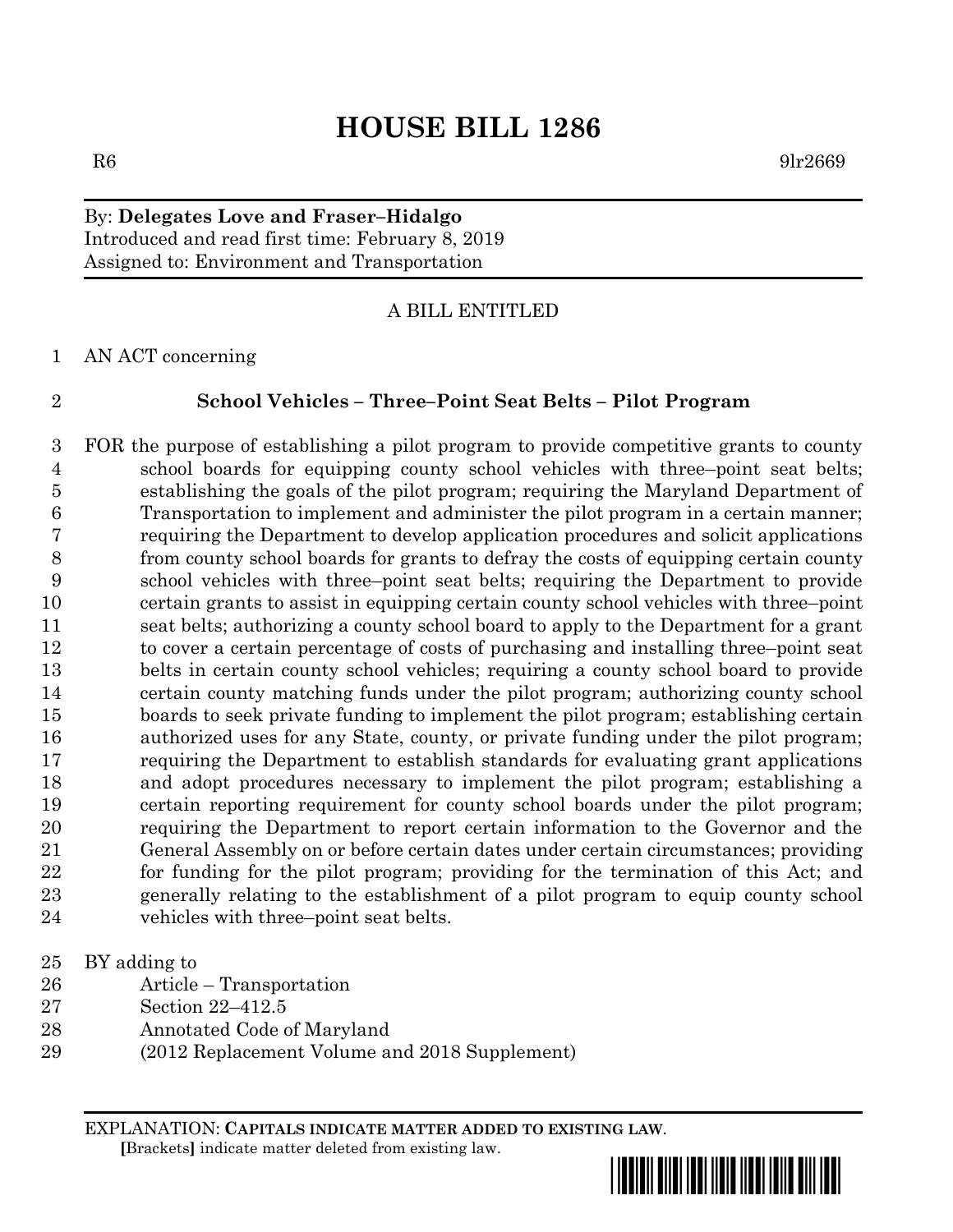# HOUSE BILL 1286

R6 9lr2669

By: **Delegates Love and Fraser–Hidalgo**
Introduced and read first time: February 8, 2019
Assigned to: Environment and Transportation

A BILL ENTITLED

1 AN ACT concerning

2 **School Vehicles – Three–Point Seat Belts – Pilot Program**

3 FOR the purpose of establishing a pilot program to provide competitive grants to county
4 school boards for equipping county school vehicles with three–point seat belts;
5 establishing the goals of the pilot program; requiring the Maryland Department of
6 Transportation to implement and administer the pilot program in a certain manner;
7 requiring the Department to develop application procedures and solicit applications
8 from county school boards for grants to defray the costs of equipping certain county
9 school vehicles with three–point seat belts; requiring the Department to provide
10 certain grants to assist in equipping certain county school vehicles with three–point
11 seat belts; authorizing a county school board to apply to the Department for a grant
12 to cover a certain percentage of costs of purchasing and installing three–point seat
13 belts in certain county school vehicles; requiring a county school board to provide
14 certain county matching funds under the pilot program; authorizing county school
15 boards to seek private funding to implement the pilot program; establishing certain
16 authorized uses for any State, county, or private funding under the pilot program;
17 requiring the Department to establish standards for evaluating grant applications
18 and adopt procedures necessary to implement the pilot program; establishing a
19 certain reporting requirement for county school boards under the pilot program;
20 requiring the Department to report certain information to the Governor and the
21 General Assembly on or before certain dates under certain circumstances; providing
22 for funding for the pilot program; providing for the termination of this Act; and
23 generally relating to the establishment of a pilot program to equip county school
24 vehicles with three–point seat belts.

25 BY adding to
26 Article – Transportation
27 Section 22–412.5
28 Annotated Code of Maryland
29 (2012 Replacement Volume and 2018 Supplement)

EXPLANATION: **CAPITALS INDICATE MATTER ADDED TO EXISTING LAW.**
**[**Brackets**]** indicate matter deleted from existing law.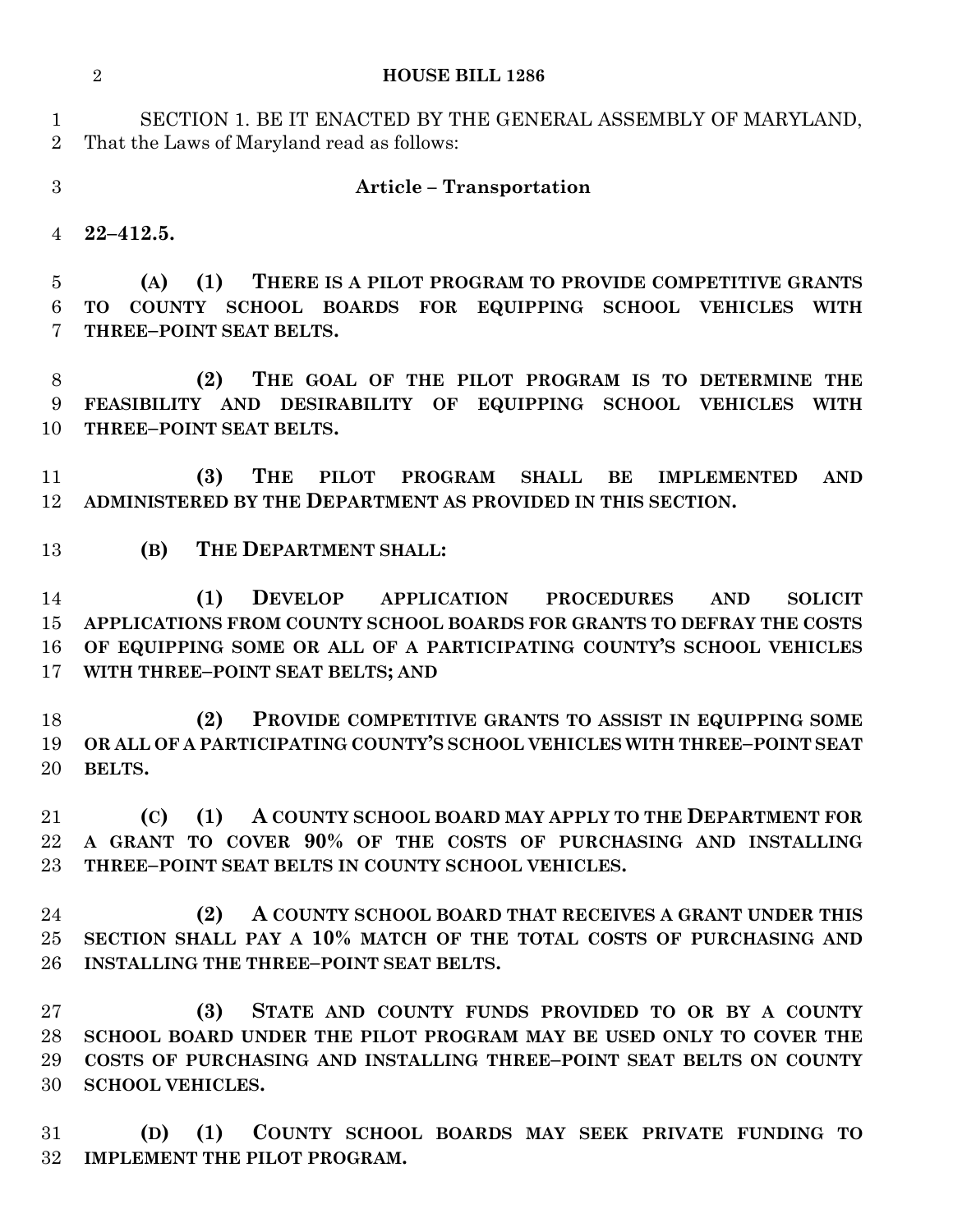SECTION 1. BE IT ENACTED BY THE GENERAL ASSEMBLY OF MARYLAND, That the Laws of Maryland read as follows:

**Article – Transportation**

**22–412.5.**

**(A) (1) THERE IS A PILOT PROGRAM TO PROVIDE COMPETITIVE GRANTS TO COUNTY SCHOOL BOARDS FOR EQUIPPING SCHOOL VEHICLES WITH THREE–POINT SEAT BELTS.**

**(2) THE GOAL OF THE PILOT PROGRAM IS TO DETERMINE THE FEASIBILITY AND DESIRABILITY OF EQUIPPING SCHOOL VEHICLES WITH THREE–POINT SEAT BELTS.**

**(3) THE PILOT PROGRAM SHALL BE IMPLEMENTED AND ADMINISTERED BY THE DEPARTMENT AS PROVIDED IN THIS SECTION.**

**(B) THE DEPARTMENT SHALL:**

**(1) DEVELOP APPLICATION PROCEDURES AND SOLICIT APPLICATIONS FROM COUNTY SCHOOL BOARDS FOR GRANTS TO DEFRAY THE COSTS OF EQUIPPING SOME OR ALL OF A PARTICIPATING COUNTY'S SCHOOL VEHICLES WITH THREE–POINT SEAT BELTS; AND**

**(2) PROVIDE COMPETITIVE GRANTS TO ASSIST IN EQUIPPING SOME OR ALL OF A PARTICIPATING COUNTY'S SCHOOL VEHICLES WITH THREE–POINT SEAT BELTS.**

**(C) (1) A COUNTY SCHOOL BOARD MAY APPLY TO THE DEPARTMENT FOR A GRANT TO COVER 90% OF THE COSTS OF PURCHASING AND INSTALLING THREE–POINT SEAT BELTS IN COUNTY SCHOOL VEHICLES.**

**(2) A COUNTY SCHOOL BOARD THAT RECEIVES A GRANT UNDER THIS SECTION SHALL PAY A 10% MATCH OF THE TOTAL COSTS OF PURCHASING AND INSTALLING THE THREE–POINT SEAT BELTS.**

**(3) STATE AND COUNTY FUNDS PROVIDED TO OR BY A COUNTY SCHOOL BOARD UNDER THE PILOT PROGRAM MAY BE USED ONLY TO COVER THE COSTS OF PURCHASING AND INSTALLING THREE–POINT SEAT BELTS ON COUNTY SCHOOL VEHICLES.**

**(D) (1) COUNTY SCHOOL BOARDS MAY SEEK PRIVATE FUNDING TO IMPLEMENT THE PILOT PROGRAM.**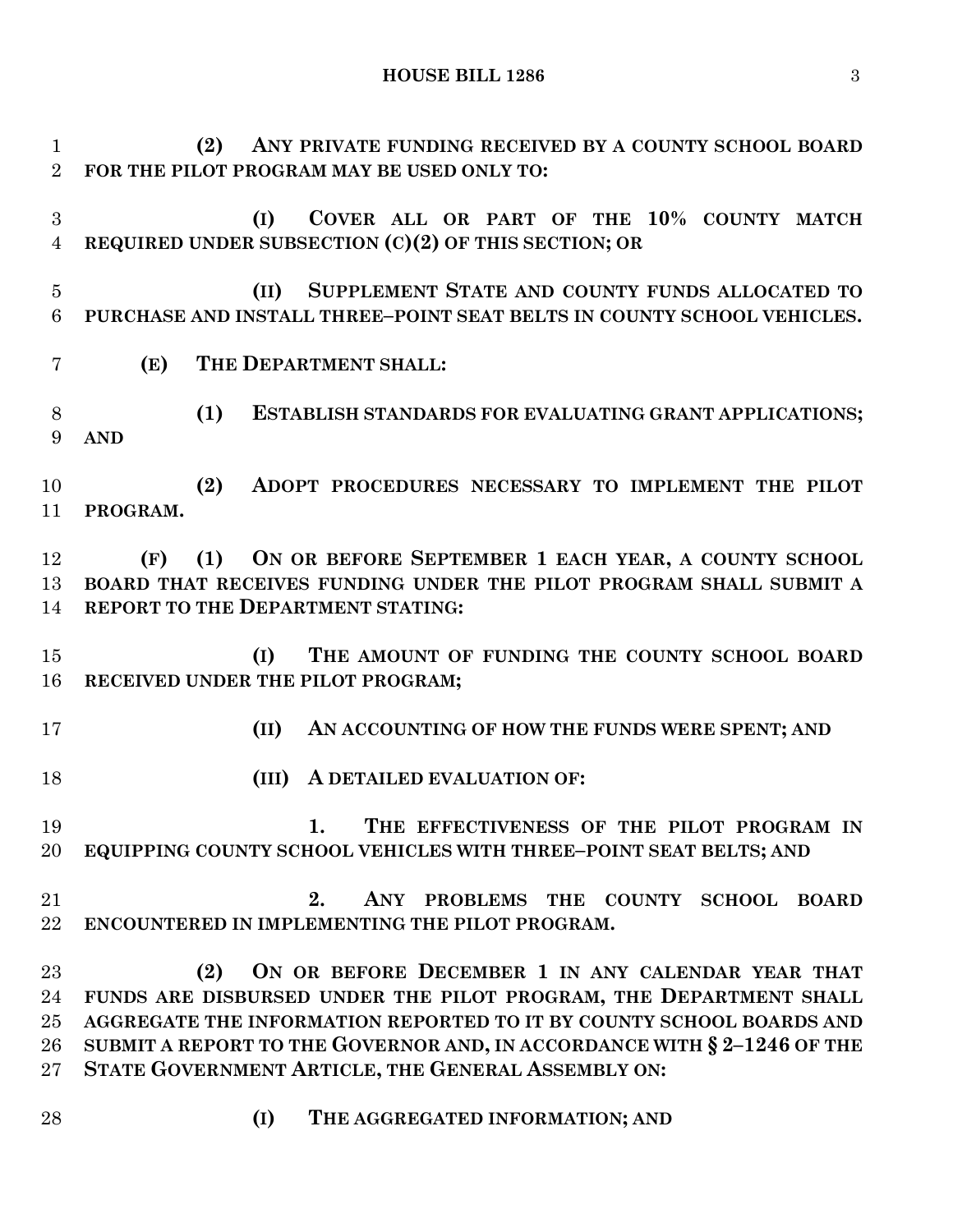**(2) ANY PRIVATE FUNDING RECEIVED BY A COUNTY SCHOOL BOARD FOR THE PILOT PROGRAM MAY BE USED ONLY TO:**

**(I) COVER ALL OR PART OF THE 10% COUNTY MATCH REQUIRED UNDER SUBSECTION (C)(2) OF THIS SECTION; OR**

**(II) SUPPLEMENT STATE AND COUNTY FUNDS ALLOCATED TO PURCHASE AND INSTALL THREE–POINT SEAT BELTS IN COUNTY SCHOOL VEHICLES.**

**(E) THE DEPARTMENT SHALL:**

**(1) ESTABLISH STANDARDS FOR EVALUATING GRANT APPLICATIONS; AND**

**(2) ADOPT PROCEDURES NECESSARY TO IMPLEMENT THE PILOT PROGRAM.**

**(F) (1) ON OR BEFORE SEPTEMBER 1 EACH YEAR, A COUNTY SCHOOL BOARD THAT RECEIVES FUNDING UNDER THE PILOT PROGRAM SHALL SUBMIT A REPORT TO THE DEPARTMENT STATING:**

**(I) THE AMOUNT OF FUNDING THE COUNTY SCHOOL BOARD RECEIVED UNDER THE PILOT PROGRAM;**

**(II) AN ACCOUNTING OF HOW THE FUNDS WERE SPENT; AND**

**(III) A DETAILED EVALUATION OF:**

**1. THE EFFECTIVENESS OF THE PILOT PROGRAM IN EQUIPPING COUNTY SCHOOL VEHICLES WITH THREE–POINT SEAT BELTS; AND**

**2. ANY PROBLEMS THE COUNTY SCHOOL BOARD ENCOUNTERED IN IMPLEMENTING THE PILOT PROGRAM.**

**(2) ON OR BEFORE DECEMBER 1 IN ANY CALENDAR YEAR THAT FUNDS ARE DISBURSED UNDER THE PILOT PROGRAM, THE DEPARTMENT SHALL AGGREGATE THE INFORMATION REPORTED TO IT BY COUNTY SCHOOL BOARDS AND SUBMIT A REPORT TO THE GOVERNOR AND, IN ACCORDANCE WITH § 2–1246 OF THE STATE GOVERNMENT ARTICLE, THE GENERAL ASSEMBLY ON:**

**(I) THE AGGREGATED INFORMATION; AND**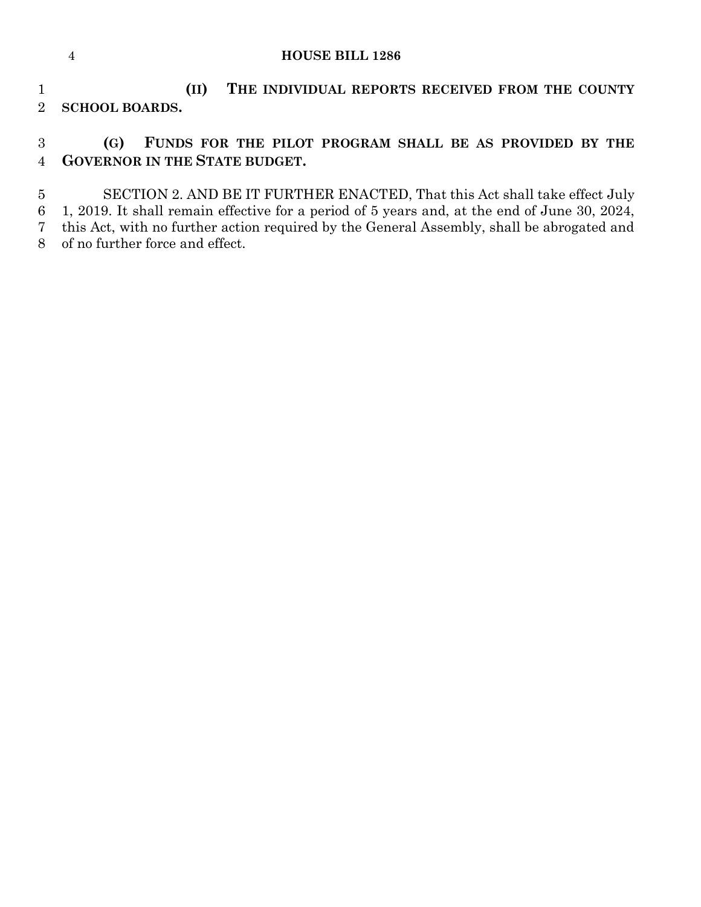**(II) THE INDIVIDUAL REPORTS RECEIVED FROM THE COUNTY SCHOOL BOARDS.**

**(G) FUNDS FOR THE PILOT PROGRAM SHALL BE AS PROVIDED BY THE GOVERNOR IN THE STATE BUDGET.**

SECTION 2. AND BE IT FURTHER ENACTED, That this Act shall take effect July 1, 2019. It shall remain effective for a period of 5 years and, at the end of June 30, 2024, this Act, with no further action required by the General Assembly, shall be abrogated and of no further force and effect.